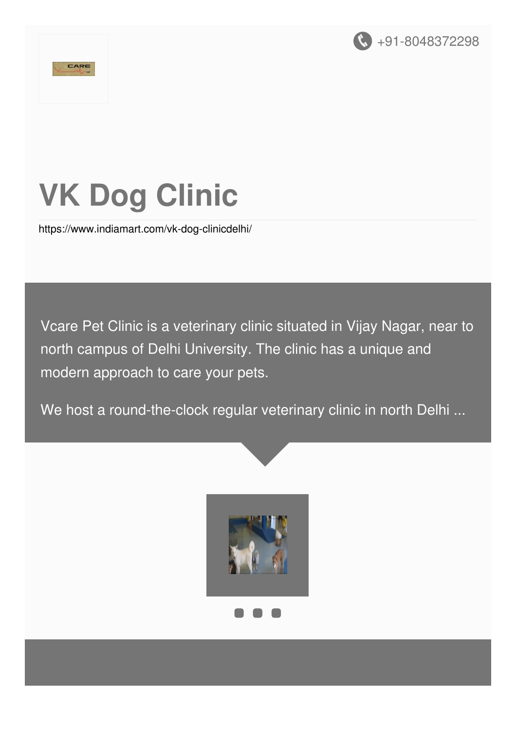+91-8048372298

# VK Dog Clinic

https://www.indiamart.com/vk-dog-clinicdelhi/

Vcare Pet Clinic is a veterinary clinic situated in Vijay Nagar, near to north campus of Delhi University. The clinic has a unique and modern approach to care your pets.

We host a round-the-clock regular veterinary clinic in north Delhi ...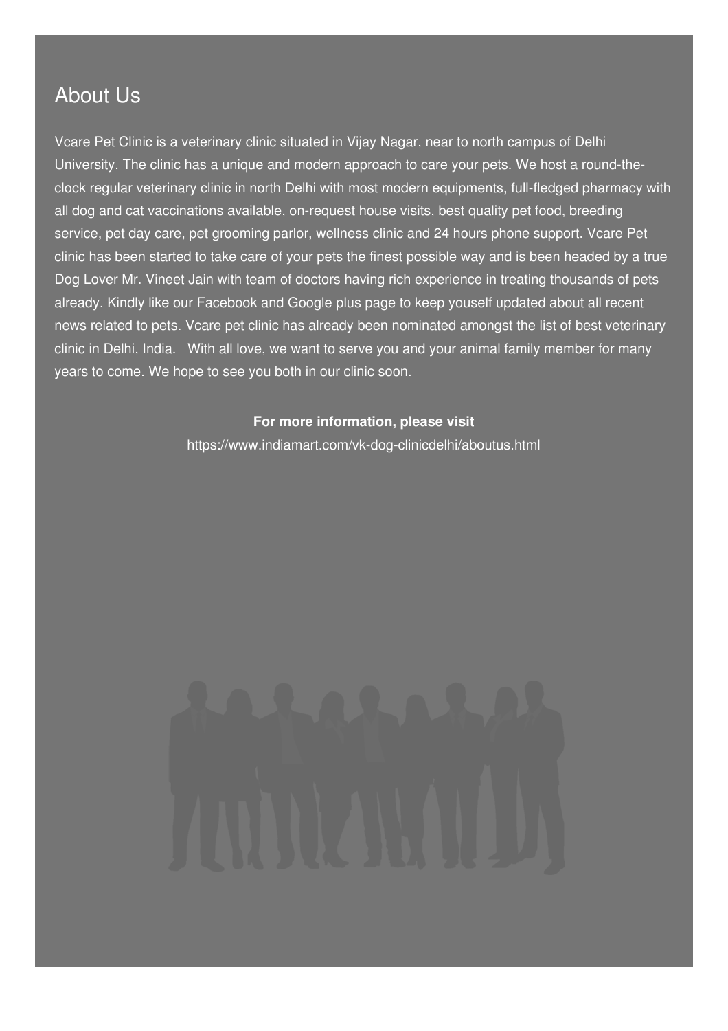## About Us

Vcare Pet Clinic is a veterinary clinic situated in Vijay Nagar, near to north campus of Delhi University. The clinic has a unique and modern approach to care your pets. We host a round-the-clock regular veterinary clinic in north Delhi with most modern equipments, full-fledged pharmacy with all dog and cat vaccinations available, on-request house visits, best quality pet food, breeding service, pet day care, pet grooming parlor, wellness clinic and 24 hours phone support. Vcare Pet clinic has been started to take care of your pets the finest possible way and is been headed by a true Dog Lover Mr. Vineet Jain with team of doctors having rich experience in treating thousands of pets already. Kindly like our Facebook and Google plus page to keep youself updated about all recent news related to pets. Vcare pet clinic has already been nominated amongst the list of best veterinary clinic in Delhi, India. With all love, we want to serve you and your animal family member for many years to come. We hope to see you both in our clinic soon.

**For more information, please visit**

https://www.indiamart.com/vk-dog-clinicdelhi/aboutus.html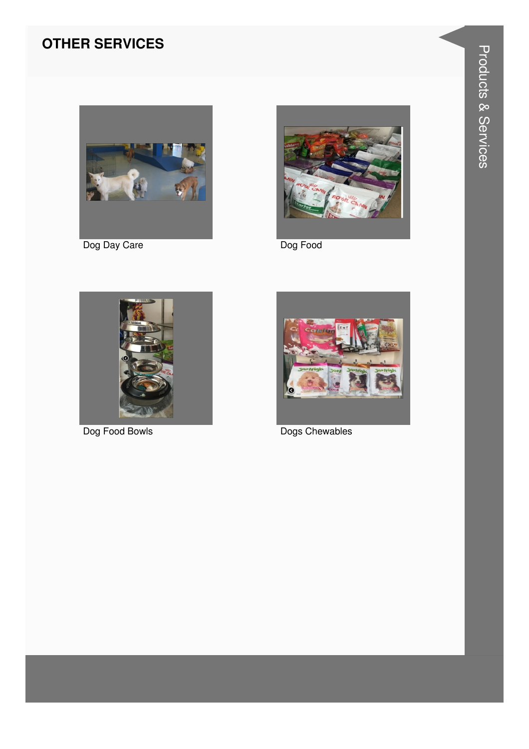## OTHER SERVICES

Dog Day Care

Dog Food

Dog Food Bowls

Dogs Chewables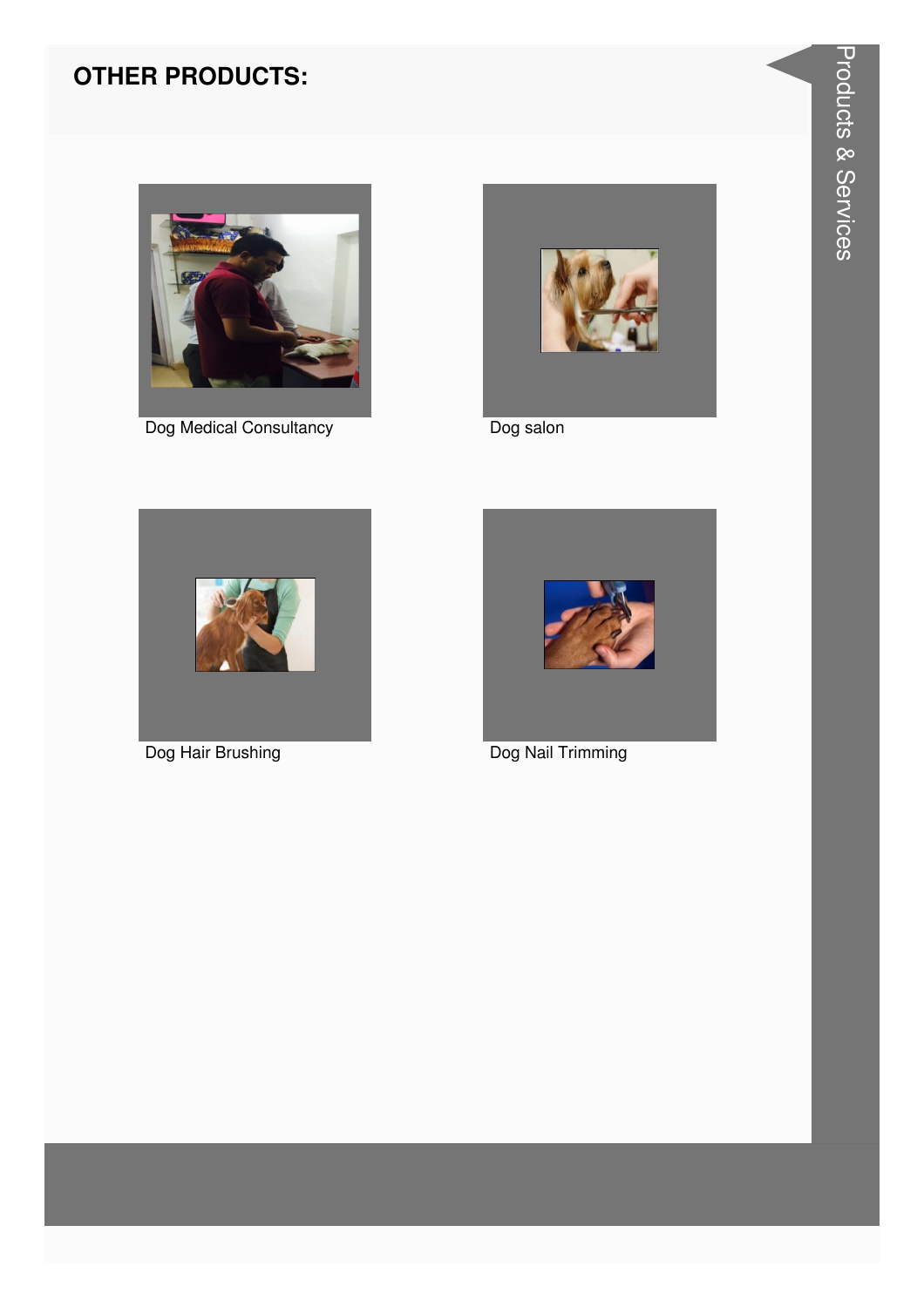## OTHER PRODUCTS:

Dog Medical Consultancy

Dog salon

Dog Hair Brushing

Dog Nail Trimming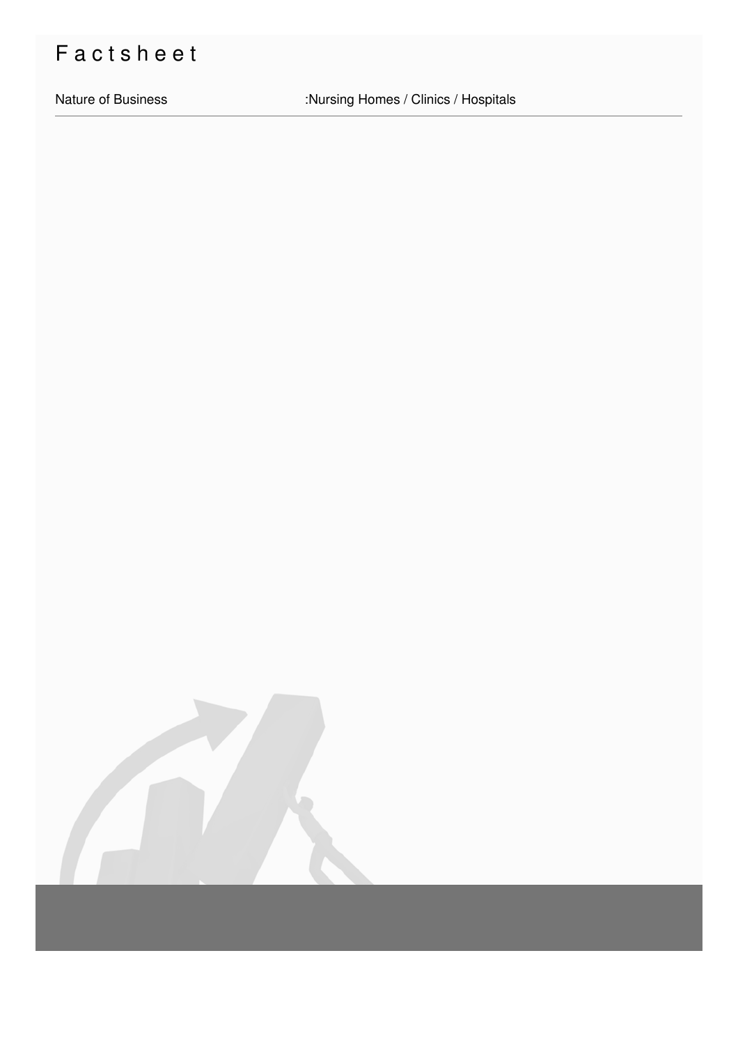# Factsheet

| Nature of Business | :Nursing Homes / Clinics / Hospitals |
| --- | --- |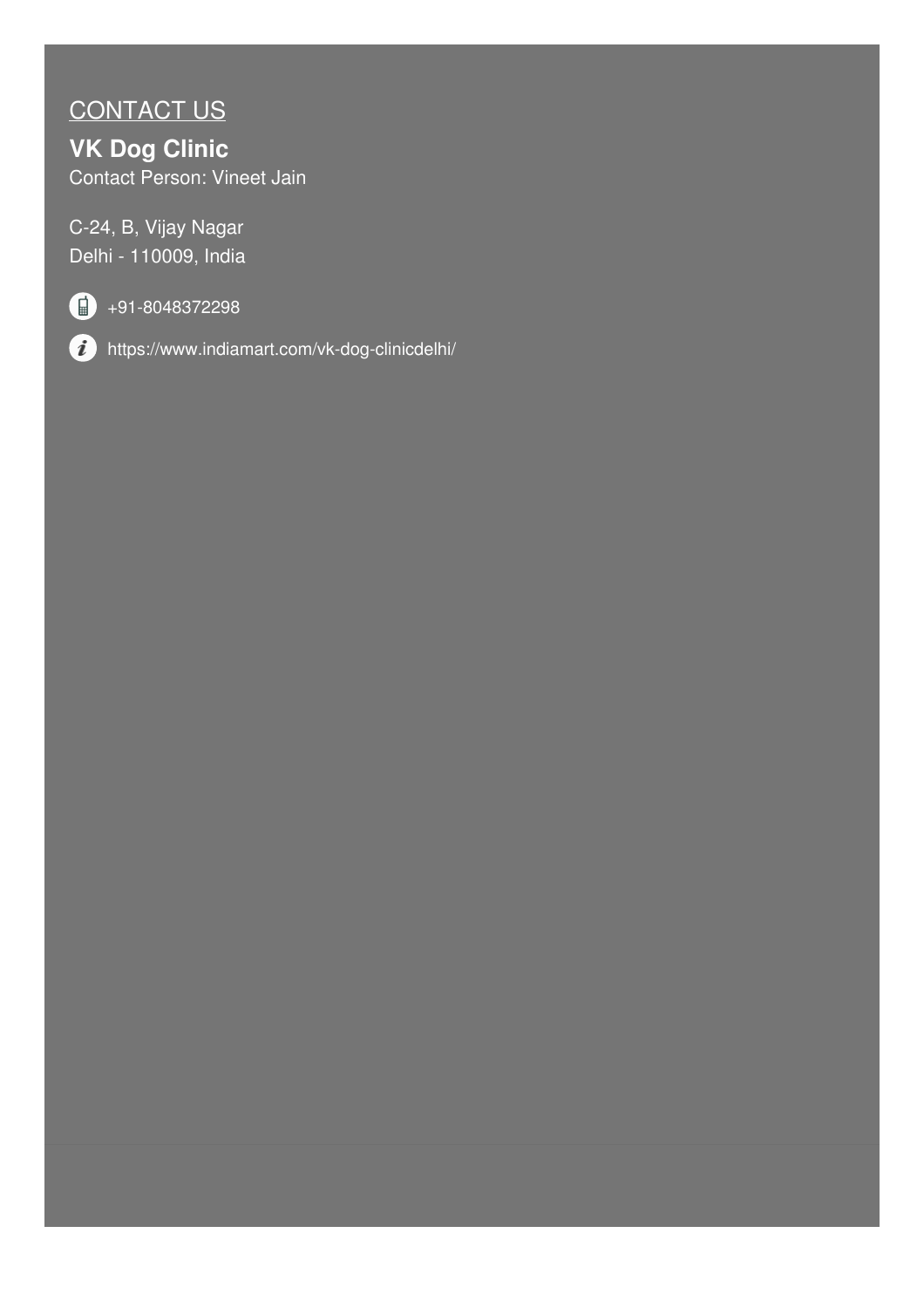## CONTACT US

### VK Dog Clinic

Contact Person: Vineet Jain

C-24, B, Vijay Nagar
Delhi - 110009, India

+91-8048372298

https://www.indiamart.com/vk-dog-clinicdelhi/